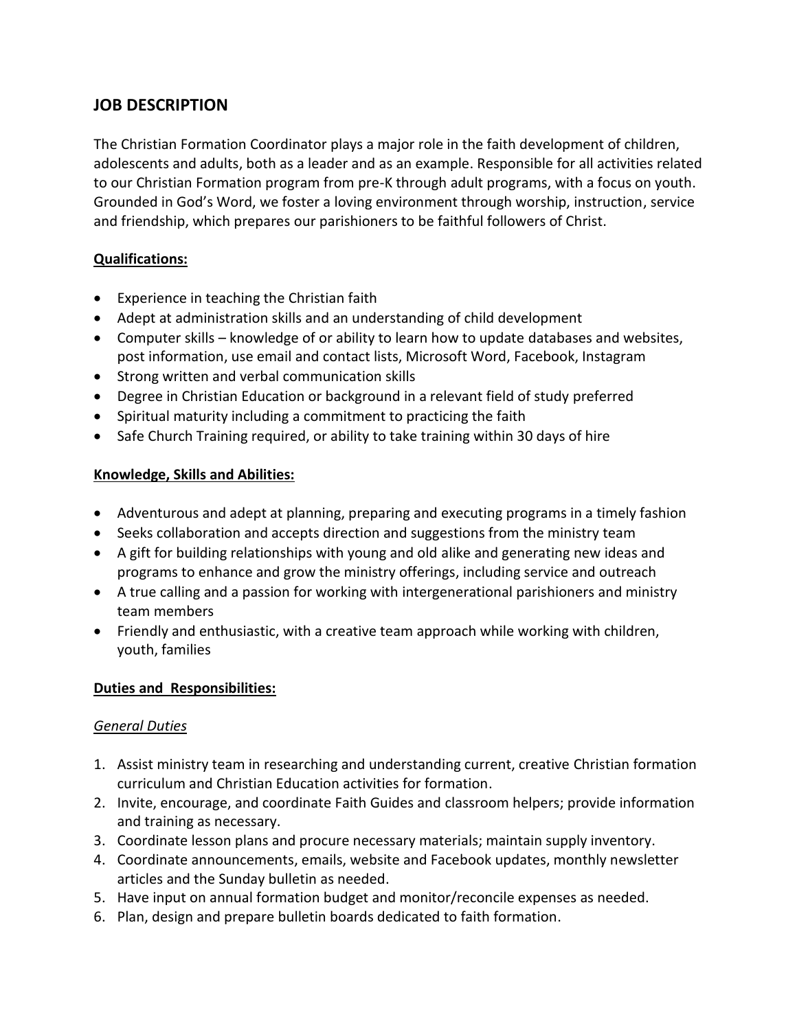## JOB DESCRIPTION

The Christian Formation Coordinator plays a major role in the faith development of children, adolescents and adults, both as a leader and as an example. Responsible for all activities related to our Christian Formation program from pre-K through adult programs, with a focus on youth. Grounded in God's Word, we foster a loving environment through worship, instruction, service and friendship, which prepares our parishioners to be faithful followers of Christ.

**Qualifications:**

- Experience in teaching the Christian faith
- Adept at administration skills and an understanding of child development
- Computer skills – knowledge of or ability to learn how to update databases and websites, post information, use email and contact lists, Microsoft Word, Facebook, Instagram
- Strong written and verbal communication skills
- Degree in Christian Education or background in a relevant field of study preferred
- Spiritual maturity including a commitment to practicing the faith
- Safe Church Training required, or ability to take training within 30 days of hire

**Knowledge, Skills and Abilities:**

- Adventurous and adept at planning, preparing and executing programs in a timely fashion
- Seeks collaboration and accepts direction and suggestions from the ministry team
- A gift for building relationships with young and old alike and generating new ideas and programs to enhance and grow the ministry offerings, including service and outreach
- A true calling and a passion for working with intergenerational parishioners and ministry team members
- Friendly and enthusiastic, with a creative team approach while working with children, youth, families

**Duties and Responsibilities:**

*General Duties*

1. Assist ministry team in researching and understanding current, creative Christian formation curriculum and Christian Education activities for formation.
2. Invite, encourage, and coordinate Faith Guides and classroom helpers; provide information and training as necessary.
3. Coordinate lesson plans and procure necessary materials; maintain supply inventory.
4. Coordinate announcements, emails, website and Facebook updates, monthly newsletter articles and the Sunday bulletin as needed.
5. Have input on annual formation budget and monitor/reconcile expenses as needed.
6. Plan, design and prepare bulletin boards dedicated to faith formation.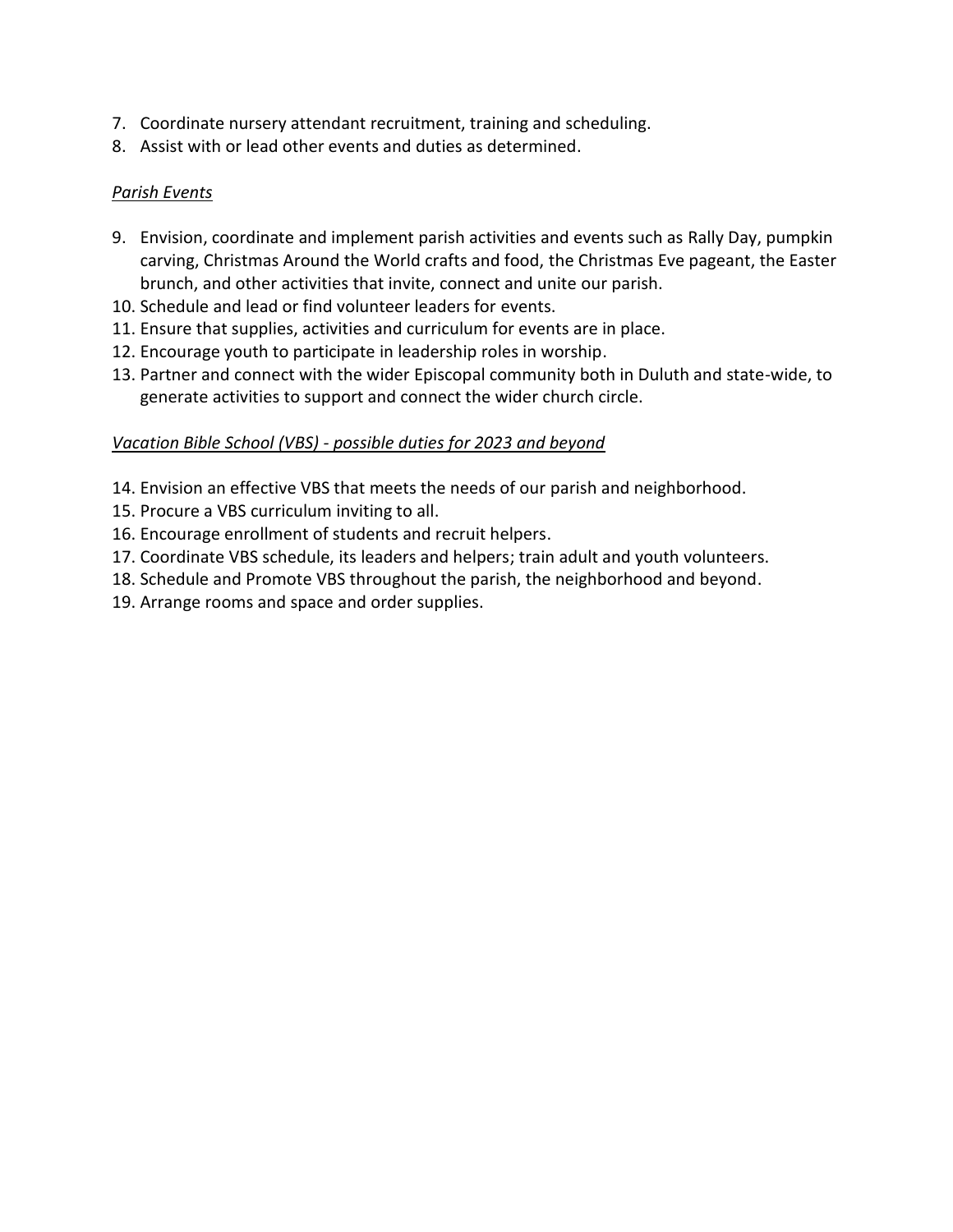7. Coordinate nursery attendant recruitment, training and scheduling.
8. Assist with or lead other events and duties as determined.

*Parish Events*

9. Envision, coordinate and implement parish activities and events such as Rally Day, pumpkin carving, Christmas Around the World crafts and food, the Christmas Eve pageant, the Easter brunch, and other activities that invite, connect and unite our parish.
10. Schedule and lead or find volunteer leaders for events.
11. Ensure that supplies, activities and curriculum for events are in place.
12. Encourage youth to participate in leadership roles in worship.
13. Partner and connect with the wider Episcopal community both in Duluth and state-wide, to generate activities to support and connect the wider church circle.

*Vacation Bible School (VBS) - possible duties for 2023 and beyond*

14. Envision an effective VBS that meets the needs of our parish and neighborhood.
15. Procure a VBS curriculum inviting to all.
16. Encourage enrollment of students and recruit helpers.
17. Coordinate VBS schedule, its leaders and helpers; train adult and youth volunteers.
18. Schedule and Promote VBS throughout the parish, the neighborhood and beyond.
19. Arrange rooms and space and order supplies.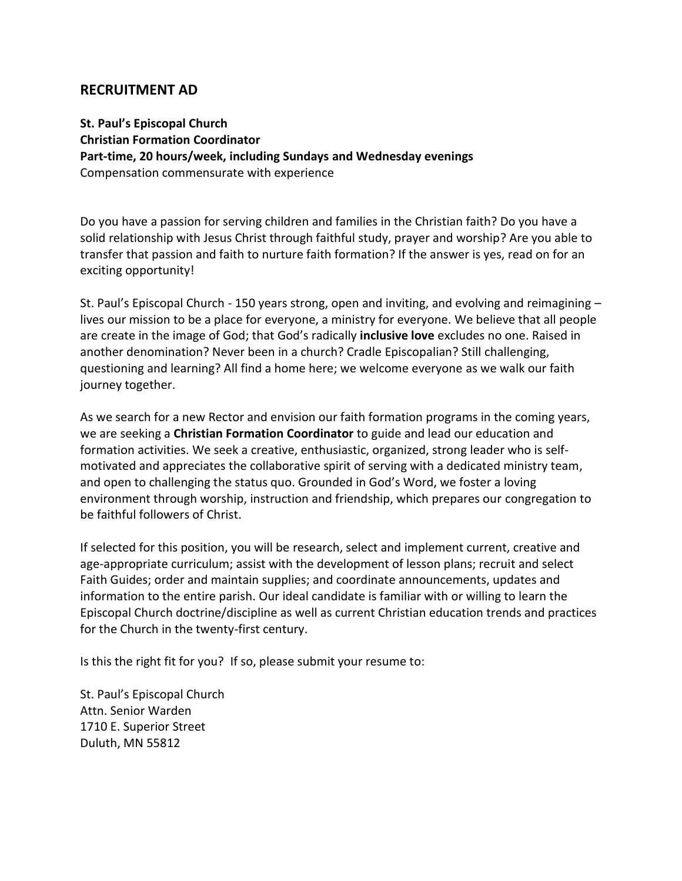## RECRUITMENT AD

**St. Paul's Episcopal Church**
**Christian Formation Coordinator**
**Part-time, 20 hours/week, including Sundays and Wednesday evenings**
Compensation commensurate with experience

Do you have a passion for serving children and families in the Christian faith? Do you have a solid relationship with Jesus Christ through faithful study, prayer and worship? Are you able to transfer that passion and faith to nurture faith formation? If the answer is yes, read on for an exciting opportunity!

St. Paul's Episcopal Church - 150 years strong, open and inviting, and evolving and reimagining – lives our mission to be a place for everyone, a ministry for everyone. We believe that all people are create in the image of God; that God's radically **inclusive love** excludes no one. Raised in another denomination? Never been in a church? Cradle Episcopalian? Still challenging, questioning and learning? All find a home here; we welcome everyone as we walk our faith journey together.

As we search for a new Rector and envision our faith formation programs in the coming years, we are seeking a **Christian Formation Coordinator** to guide and lead our education and formation activities. We seek a creative, enthusiastic, organized, strong leader who is self-motivated and appreciates the collaborative spirit of serving with a dedicated ministry team, and open to challenging the status quo. Grounded in God's Word, we foster a loving environment through worship, instruction and friendship, which prepares our congregation to be faithful followers of Christ.

If selected for this position, you will be research, select and implement current, creative and age-appropriate curriculum; assist with the development of lesson plans; recruit and select Faith Guides; order and maintain supplies; and coordinate announcements, updates and information to the entire parish. Our ideal candidate is familiar with or willing to learn the Episcopal Church doctrine/discipline as well as current Christian education trends and practices for the Church in the twenty-first century.

Is this the right fit for you? If so, please submit your resume to:

St. Paul's Episcopal Church
Attn. Senior Warden
1710 E. Superior Street
Duluth, MN 55812